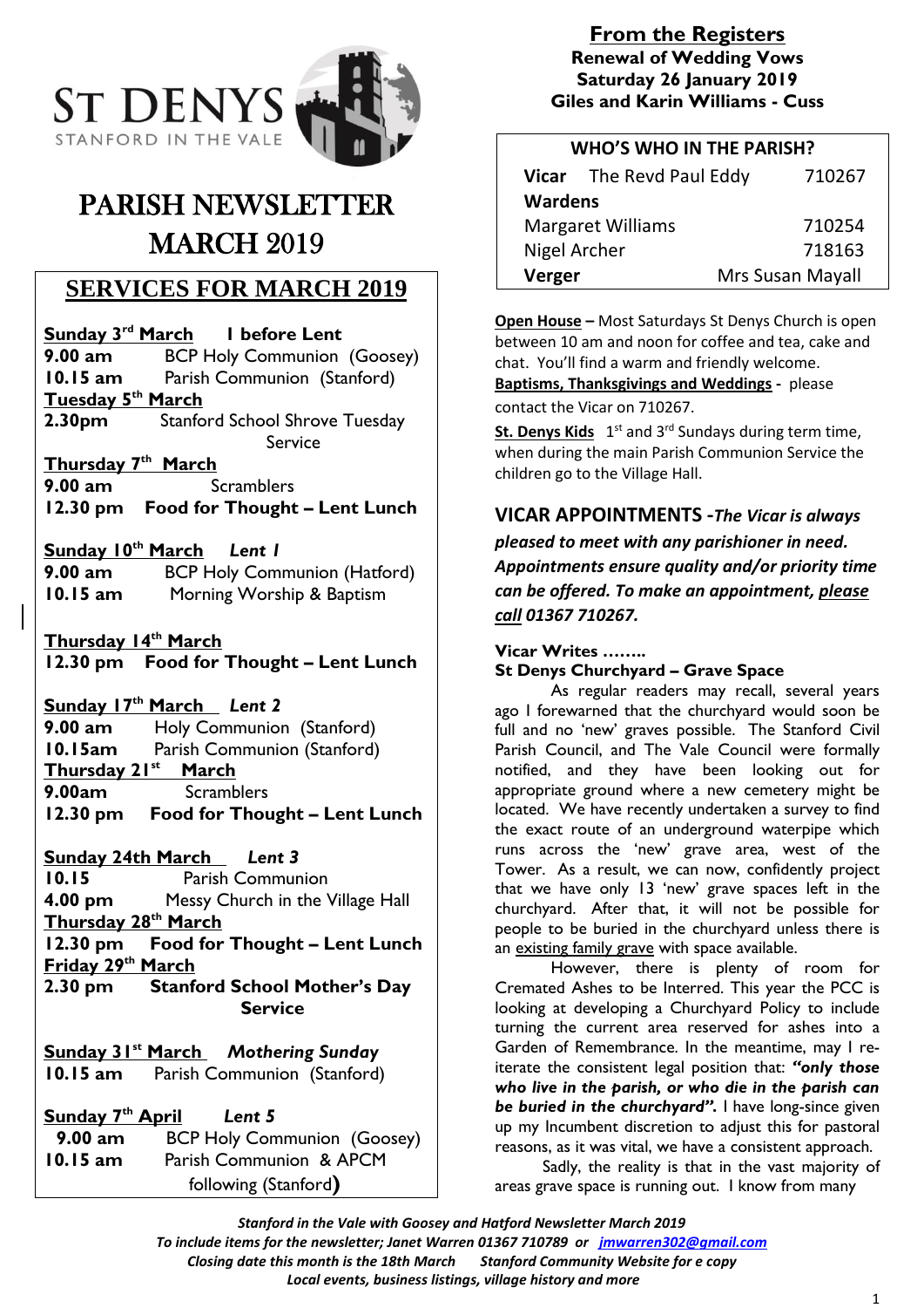# ST DENYS
STANFORD IN THE VALE

# PARISH NEWSLETTER MARCH 2019

## SERVICES FOR MARCH 2019

**Sunday 3rd March** — **1 before Lent**
**9.00 am** BCP Holy Communion (Goosey)
**10.15 am** Parish Communion (Stanford)

**Tuesday 5th March**
**2.30pm** Stanford School Shrove Tuesday Service

**Thursday 7th March**
**9.00 am** Scramblers
**12.30 pm Food for Thought – Lent Lunch**

**Sunday 10th March** — ***Lent 1***
**9.00 am** BCP Holy Communion (Hatford)
**10.15 am** Morning Worship & Baptism

**Thursday 14th March**
**12.30 pm Food for Thought – Lent Lunch**

**Sunday 17th March** — ***Lent 2***
**9.00 am** Holy Communion (Stanford)
**10.15am** Parish Communion (Stanford)

**Thursday 21st March**
**9.00am** Scramblers
**12.30 pm Food for Thought – Lent Lunch**

**Sunday 24th March** — ***Lent 3***
**10.15** Parish Communion
**4.00 pm** Messy Church in the Village Hall

**Thursday 28th March**
**12.30 pm Food for Thought – Lent Lunch**

**Friday 29th March**
**2.30 pm Stanford School Mother's Day Service**

**Sunday 31st March** — ***Mothering Sunday***
**10.15 am** Parish Communion (Stanford)

**Sunday 7th April** — ***Lent 5***
**9.00 am** BCP Holy Communion (Goosey)
**10.15 am** Parish Communion & APCM following (Stanford)

## From the Registers

**Renewal of Wedding Vows**
**Saturday 26 January 2019**
**Giles and Karin Williams - Cuss**

| WHO'S WHO IN THE PARISH? | | |
|---|---|---|
| **Vicar** | The Revd Paul Eddy | 710267 |
| **Wardens** | | |
| Margaret Williams | | 710254 |
| Nigel Archer | | 718163 |
| **Verger** | Mrs Susan Mayall | |

**Open House** – Most Saturdays St Denys Church is open between 10 am and noon for coffee and tea, cake and chat. You'll find a warm and friendly welcome.

**Baptisms, Thanksgivings and Weddings** - please contact the Vicar on 710267.

**St. Denys Kids** 1st and 3rd Sundays during term time, when during the main Parish Communion Service the children go to the Village Hall.

**VICAR APPOINTMENTS** -***The Vicar is always pleased to meet with any parishioner in need. Appointments ensure quality and/or priority time can be offered. To make an appointment, please call 01367 710267.***

**Vicar Writes ……..**
**St Denys Churchyard – Grave Space**

As regular readers may recall, several years ago I forewarned that the churchyard would soon be full and no 'new' graves possible. The Stanford Civil Parish Council, and The Vale Council were formally notified, and they have been looking out for appropriate ground where a new cemetery might be located. We have recently undertaken a survey to find the exact route of an underground waterpipe which runs across the 'new' grave area, west of the Tower. As a result, we can now, confidently project that we have only 13 'new' grave spaces left in the churchyard. After that, it will not be possible for people to be buried in the churchyard unless there is an existing family grave with space available.

However, there is plenty of room for Cremated Ashes to be Interred. This year the PCC is looking at developing a Churchyard Policy to include turning the current area reserved for ashes into a Garden of Remembrance. In the meantime, may I re-iterate the consistent legal position that: ***"only those who live in the parish, or who die in the parish can be buried in the churchyard".*** I have long-since given up my Incumbent discretion to adjust this for pastoral reasons, as it was vital, we have a consistent approach.

Sadly, the reality is that in the vast majority of areas grave space is running out. I know from many

*Stanford in the Vale with Goosey and Hatford Newsletter March 2019*
*To include items for the newsletter; Janet Warren 01367 710789 or jmwarren302@gmail.com*
*Closing date this month is the 18th March Stanford Community Website for e copy*
*Local events, business listings, village history and more*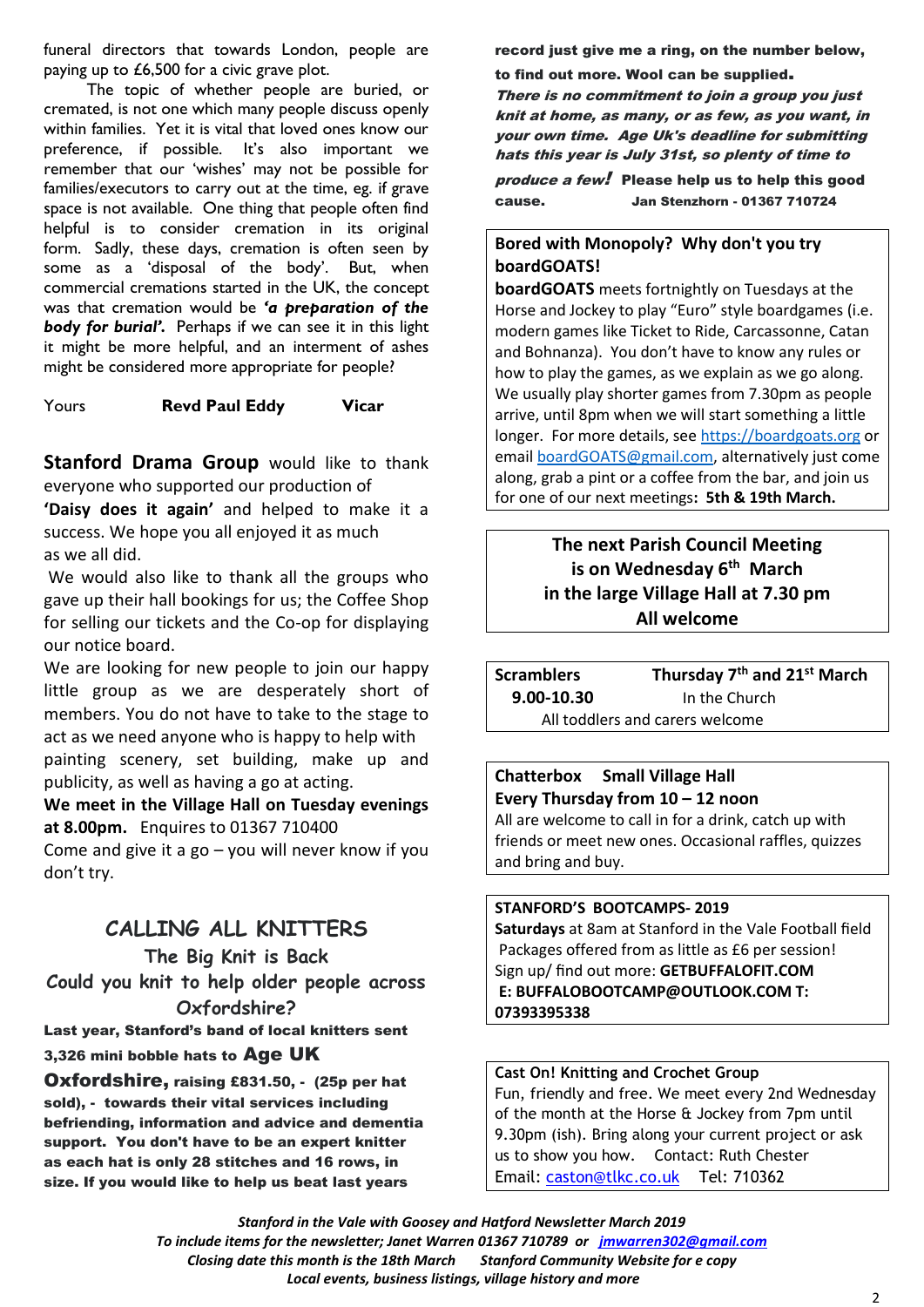funeral directors that towards London, people are paying up to £6,500 for a civic grave plot.

The topic of whether people are buried, or cremated, is not one which many people discuss openly within families. Yet it is vital that loved ones know our preference, if possible. It's also important we remember that our 'wishes' may not be possible for families/executors to carry out at the time, eg. if grave space is not available. One thing that people often find helpful is to consider cremation in its original form. Sadly, these days, cremation is often seen by some as a 'disposal of the body'. But, when commercial cremations started in the UK, the concept was that cremation would be ***'a preparation of the body for burial'.*** Perhaps if we can see it in this light it might be more helpful, and an interment of ashes might be considered more appropriate for people?

Yours **Revd Paul Eddy** **Vicar**

**Stanford Drama Group** would like to thank everyone who supported our production of **'Daisy does it again'** and helped to make it a success. We hope you all enjoyed it as much as we all did.

We would also like to thank all the groups who gave up their hall bookings for us; the Coffee Shop for selling our tickets and the Co-op for displaying our notice board.

We are looking for new people to join our happy little group as we are desperately short of members. You do not have to take to the stage to act as we need anyone who is happy to help with painting scenery, set building, make up and publicity, as well as having a go at acting.

**We meet in the Village Hall on Tuesday evenings at 8.00pm.** Enquires to 01367 710400

Come and give it a go – you will never know if you don't try.

## CALLING ALL KNITTERS

### The Big Knit is Back

### Could you knit to help older people across Oxfordshire?

**Last year, Stanford's band of local knitters sent 3,326 mini bobble hats to Age UK Oxfordshire, raising £831.50, - (25p per hat sold), - towards their vital services including befriending, information and advice and dementia support. You don't have to be an expert knitter as each hat is only 28 stitches and 16 rows, in size. If you would like to help us beat last years record just give me a ring, on the number below, to find out more. Wool can be supplied.**

***There is no commitment to join a group you just knit at home, as many, or as few, as you want, in your own time. Age Uk's deadline for submitting hats this year is July 31st, so plenty of time to produce a few!*** **Please help us to help this good cause.** **Jan Stenzhorn - 01367 710724**

**Bored with Monopoly? Why don't you try boardGOATS!**

**boardGOATS** meets fortnightly on Tuesdays at the Horse and Jockey to play "Euro" style boardgames (i.e. modern games like Ticket to Ride, Carcassonne, Catan and Bohnanza). You don't have to know any rules or how to play the games, as we explain as we go along. We usually play shorter games from 7.30pm as people arrive, until 8pm when we will start something a little longer. For more details, see https://boardgoats.org or email boardGOATS@gmail.com, alternatively just come along, grab a pint or a coffee from the bar, and join us for one of our next meetings**: 5th & 19th March.**

**The next Parish Council Meeting is on Wednesday 6th March in the large Village Hall at 7.30 pm All welcome**

**Scramblers** **Thursday 7th and 21st March**
**9.00-10.30** In the Church
All toddlers and carers welcome

**Chatterbox Small Village Hall**
**Every Thursday from 10 – 12 noon**
All are welcome to call in for a drink, catch up with friends or meet new ones. Occasional raffles, quizzes and bring and buy.

**STANFORD'S BOOTCAMPS- 2019**
**Saturdays** at 8am at Stanford in the Vale Football field
Packages offered from as little as £6 per session!
Sign up/ find out more: **GETBUFFALOFIT.COM**
**E: BUFFALOBOOTCAMP@OUTLOOK.COM T: 07393395338**

**Cast On! Knitting and Crochet Group**
Fun, friendly and free. We meet every 2nd Wednesday of the month at the Horse & Jockey from 7pm until 9.30pm (ish). Bring along your current project or ask us to show you how. Contact: Ruth Chester
Email: caston@tlkc.co.uk Tel: 710362

***Stanford in the Vale with Goosey and Hatford Newsletter March 2019***
***To include items for the newsletter; Janet Warren 01367 710789 or jmwarren302@gmail.com***
***Closing date this month is the 18th March Stanford Community Website for e copy***
***Local events, business listings, village history and more***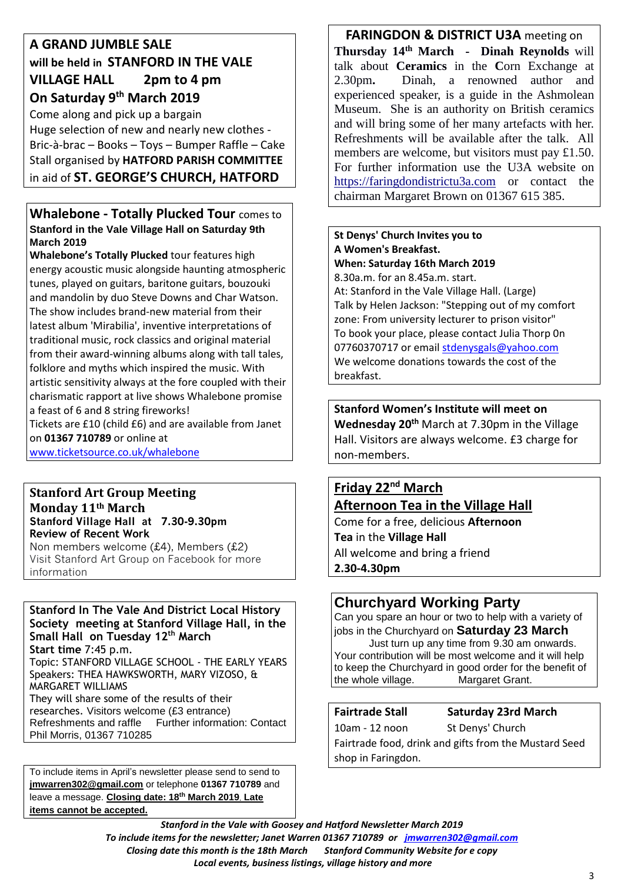## A GRAND JUMBLE SALE

**will be held in STANFORD IN THE VALE VILLAGE HALL 2pm to 4 pm**

**On Saturday 9th March 2019**

Come along and pick up a bargain

Huge selection of new and nearly new clothes - Bric-à-brac – Books – Toys – Bumper Raffle – Cake Stall organised by **HATFORD PARISH COMMITTEE** in aid of **ST. GEORGE'S CHURCH, HATFORD**

## Whalebone - Totally Plucked Tour comes to

**Stanford in the Vale Village Hall on Saturday 9th March 2019**

**Whalebone's Totally Plucked** tour features high energy acoustic music alongside haunting atmospheric tunes, played on guitars, baritone guitars, bouzouki and mandolin by duo Steve Downs and Char Watson. The show includes brand-new material from their latest album 'Mirabilia', inventive interpretations of traditional music, rock classics and original material from their award-winning albums along with tall tales, folklore and myths which inspired the music. With artistic sensitivity always at the fore coupled with their charismatic rapport at live shows Whalebone promise a feast of 6 and 8 string fireworks!

Tickets are £10 (child £6) and are available from Janet on **01367 710789** or online at www.ticketsource.co.uk/whalebone

## Stanford Art Group Meeting

**Monday 11th March**

**Stanford Village Hall at 7.30-9.30pm**

**Review of Recent Work**

Non members welcome (£4), Members (£2)

Visit Stanford Art Group on Facebook for more information

## Stanford In The Vale And District Local History Society meeting at Stanford Village Hall, in the Small Hall on Tuesday 12th March

**Start time** 7:45 p.m.

Topic: STANFORD VILLAGE SCHOOL - THE EARLY YEARS

Speakers: THEA HAWKSWORTH, MARY VIZOSO, & MARGARET WILLIAMS

They will share some of the results of their researches. Visitors welcome (£3 entrance)

Refreshments and raffle Further information: Contact Phil Morris, 01367 710285

To include items in April's newsletter please send to send to **jmwarren302@gmail.com** or telephone **01367 710789** and leave a message. **Closing date: 18th March 2019. Late items cannot be accepted.**

## FARINGDON & DISTRICT U3A meeting on

**Thursday 14th March - Dinah Reynolds** will talk about **Ceramics** in the **C**orn Exchange at 2.30pm**.** Dinah, a renowned author and experienced speaker, is a guide in the Ashmolean Museum. She is an authority on British ceramics and will bring some of her many artefacts with her. Refreshments will be available after the talk. All members are welcome, but visitors must pay £1.50. For further information use the U3A website on https://faringdondistrictu3a.com or contact the chairman Margaret Brown on 01367 615 385.

**St Denys' Church Invites you to**

**A Women's Breakfast.**

**When: Saturday 16th March 2019**

8.30a.m. for an 8.45a.m. start.

At: Stanford in the Vale Village Hall. (Large)

Talk by Helen Jackson: "Stepping out of my comfort zone: From university lecturer to prison visitor"

To book your place, please contact Julia Thorp 0n 07760370717 or email stdenysgals@yahoo.com

We welcome donations towards the cost of the breakfast.

**Stanford Women's Institute will meet on Wednesday 20th** March at 7.30pm in the Village Hall. Visitors are always welcome. £3 charge for non-members.

## Friday 22nd March

## Afternoon Tea in the Village Hall

Come for a free, delicious **Afternoon Tea** in the **Village Hall**

All welcome and bring a friend

**2.30-4.30pm**

## Churchyard Working Party

Can you spare an hour or two to help with a variety of jobs in the Churchyard on **Saturday 23 March**

Just turn up any time from 9.30 am onwards.

Your contribution will be most welcome and it will help to keep the Churchyard in good order for the benefit of the whole village. Margaret Grant.

**Fairtrade Stall** **Saturday 23rd March**

10am - 12 noon St Denys' Church

Fairtrade food, drink and gifts from the Mustard Seed shop in Faringdon.

***Stanford in the Vale with Goosey and Hatford Newsletter March 2019***

***To include items for the newsletter; Janet Warren 01367 710789 or jmwarren302@gmail.com***

***Closing date this month is the 18th March Stanford Community Website for e copy***

***Local events, business listings, village history and more***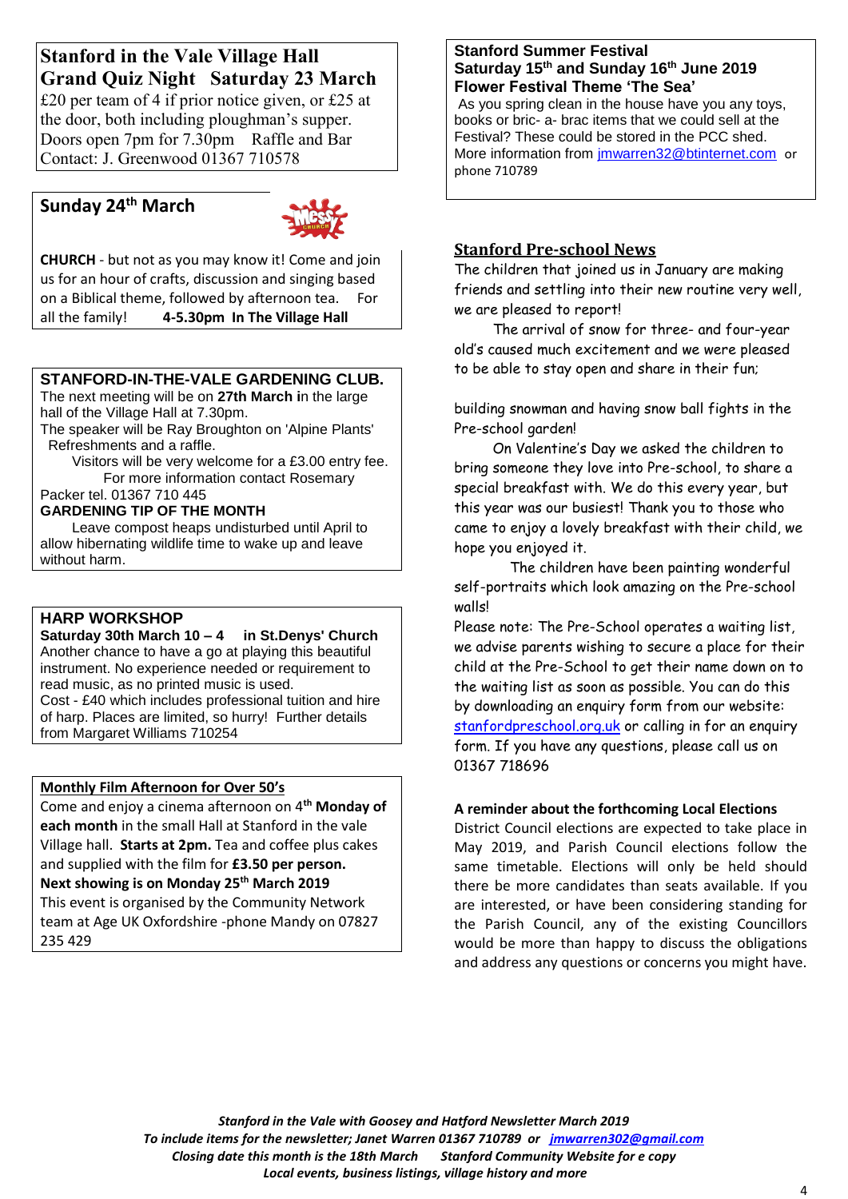## Stanford in the Vale Village Hall Grand Quiz Night Saturday 23 March

£20 per team of 4 if prior notice given, or £25 at the door, both including ploughman's supper.
Doors open 7pm for 7.30pm Raffle and Bar
Contact: J. Greenwood 01367 710578

## Sunday 24th March

**CHURCH** - but not as you may know it! Come and join us for an hour of crafts, discussion and singing based on a Biblical theme, followed by afternoon tea. For all the family! **4-5.30pm In The Village Hall**

## STANFORD-IN-THE-VALE GARDENING CLUB.

The next meeting will be on **27th March i**n the large hall of the Village Hall at 7.30pm.
The speaker will be Ray Broughton on 'Alpine Plants'
Refreshments and a raffle.
Visitors will be very welcome for a £3.00 entry fee.
For more information contact Rosemary Packer tel. 01367 710 445

**GARDENING TIP OF THE MONTH**

Leave compost heaps undisturbed until April to allow hibernating wildlife time to wake up and leave without harm.

## HARP WORKSHOP

**Saturday 30th March 10 – 4 in St.Denys' Church**
Another chance to have a go at playing this beautiful instrument. No experience needed or requirement to read music, as no printed music is used.
Cost - £40 which includes professional tuition and hire of harp. Places are limited, so hurry! Further details from Margaret Williams 710254

## Monthly Film Afternoon for Over 50's

Come and enjoy a cinema afternoon on 4th **Monday of each month** in the small Hall at Stanford in the vale Village hall. **Starts at 2pm.** Tea and coffee plus cakes and supplied with the film for **£3.50 per person.**
**Next showing is on Monday 25th March 2019**
This event is organised by the Community Network team at Age UK Oxfordshire -phone Mandy on 07827 235 429

## Stanford Summer Festival
**Saturday 15th and Sunday 16th June 2019**
**Flower Festival Theme 'The Sea'**

As you spring clean in the house have you any toys, books or bric- a- brac items that we could sell at the Festival? These could be stored in the PCC shed. More information from jmwarren32@btinternet.com or phone 710789

## Stanford Pre-school News

The children that joined us in January are making friends and settling into their new routine very well, we are pleased to report!

The arrival of snow for three- and four-year old's caused much excitement and we were pleased to be able to stay open and share in their fun;

building snowman and having snow ball fights in the Pre-school garden!

On Valentine's Day we asked the children to bring someone they love into Pre-school, to share a special breakfast with. We do this every year, but this year was our busiest! Thank you to those who came to enjoy a lovely breakfast with their child, we hope you enjoyed it.

The children have been painting wonderful self-portraits which look amazing on the Pre-school walls!

Please note: The Pre-School operates a waiting list, we advise parents wishing to secure a place for their child at the Pre-School to get their name down on to the waiting list as soon as possible. You can do this by downloading an enquiry form from our website: stanfordpreschool.org.uk or calling in for an enquiry form. If you have any questions, please call us on 01367 718696

**A reminder about the forthcoming Local Elections**

District Council elections are expected to take place in May 2019, and Parish Council elections follow the same timetable. Elections will only be held should there be more candidates than seats available. If you are interested, or have been considering standing for the Parish Council, any of the existing Councillors would be more than happy to discuss the obligations and address any questions or concerns you might have.

***Stanford in the Vale with Goosey and Hatford Newsletter March 2019***
***To include items for the newsletter; Janet Warren 01367 710789 or jmwarren302@gmail.com***
***Closing date this month is the 18th March Stanford Community Website for e copy***
***Local events, business listings, village history and more***